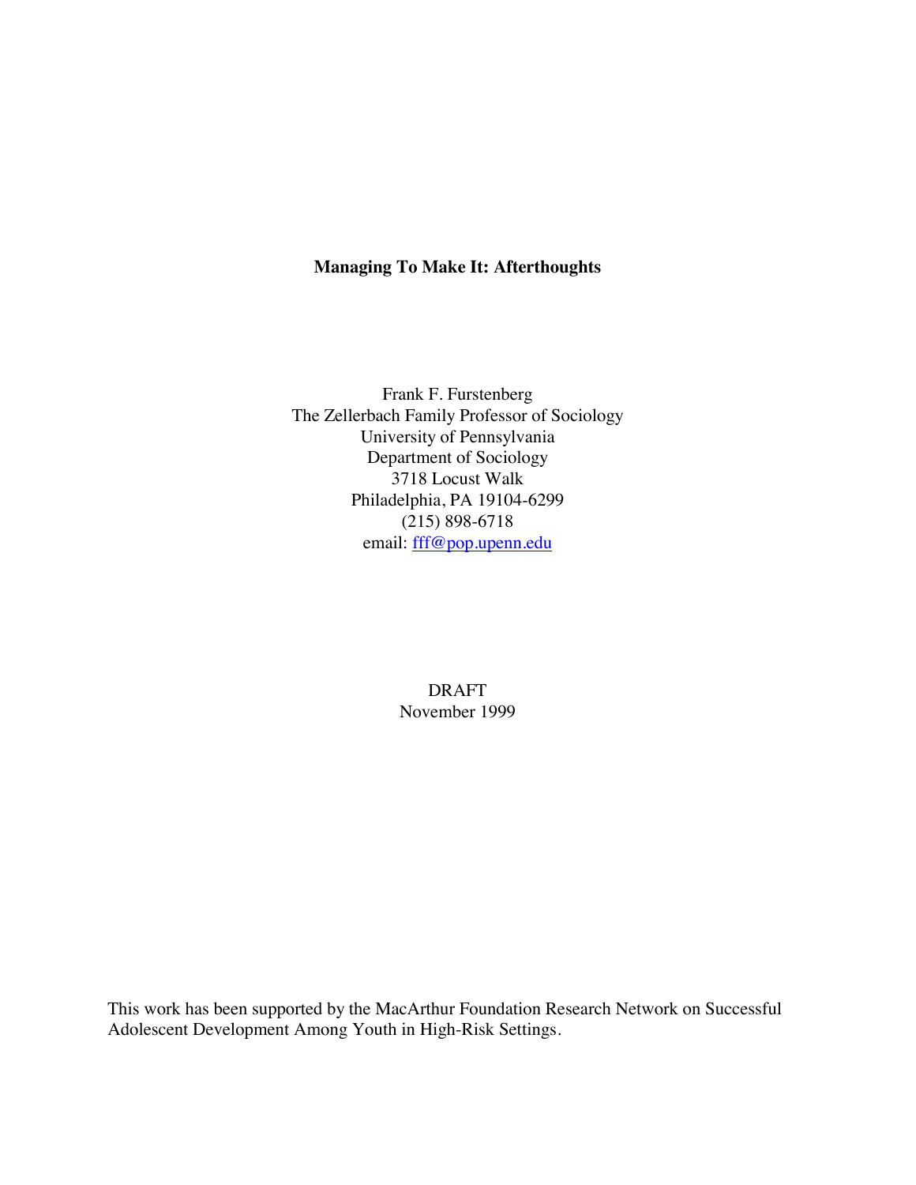# Managing To Make It: Afterthoughts

Frank F. Furstenberg
The Zellerbach Family Professor of Sociology
University of Pennsylvania
Department of Sociology
3718 Locust Walk
Philadelphia, PA 19104-6299
(215) 898-6718
email: fff@pop.upenn.edu

DRAFT
November 1999

This work has been supported by the MacArthur Foundation Research Network on Successful Adolescent Development Among Youth in High-Risk Settings.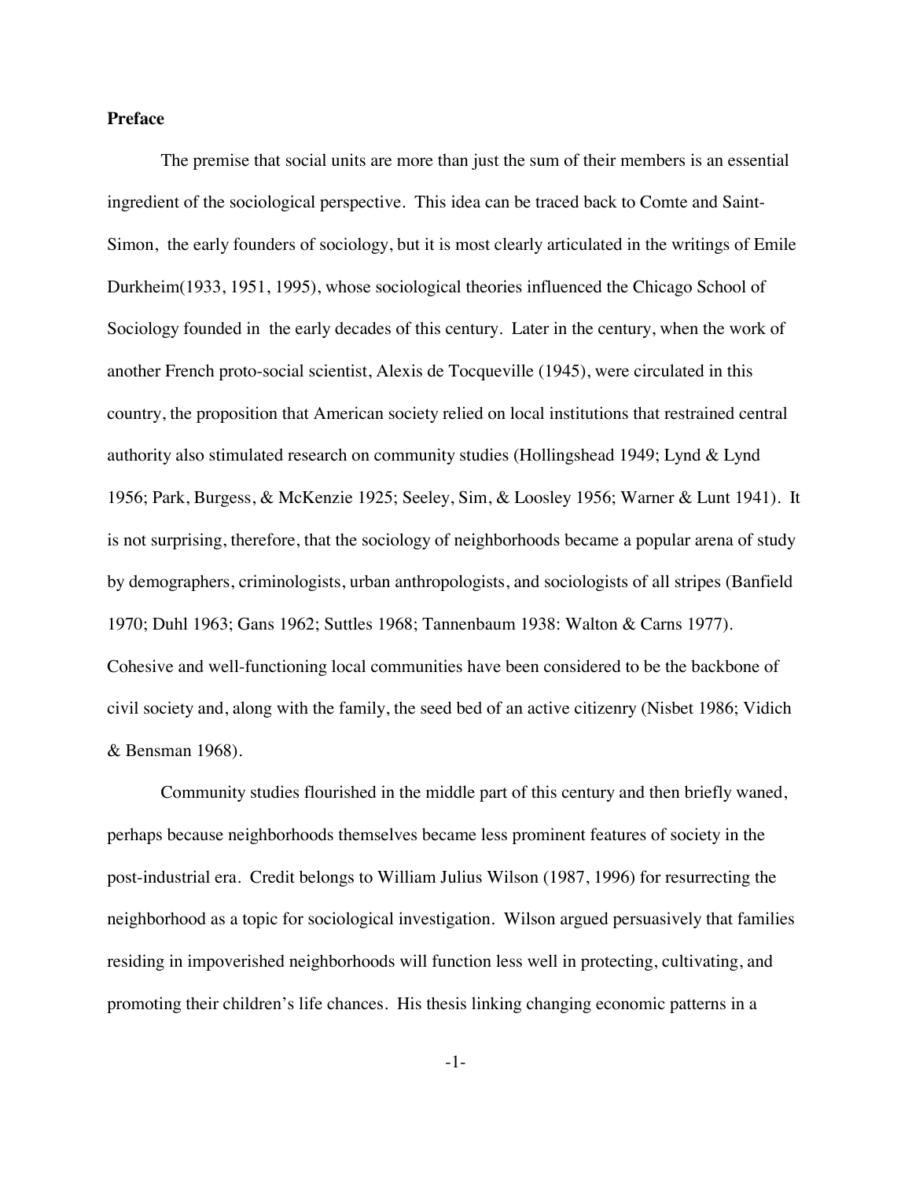**Preface**

The premise that social units are more than just the sum of their members is an essential ingredient of the sociological perspective. This idea can be traced back to Comte and Saint-Simon, the early founders of sociology, but it is most clearly articulated in the writings of Emile Durkheim(1933, 1951, 1995), whose sociological theories influenced the Chicago School of Sociology founded in the early decades of this century. Later in the century, when the work of another French proto-social scientist, Alexis de Tocqueville (1945), were circulated in this country, the proposition that American society relied on local institutions that restrained central authority also stimulated research on community studies (Hollingshead 1949; Lynd & Lynd 1956; Park, Burgess, & McKenzie 1925; Seeley, Sim, & Loosley 1956; Warner & Lunt 1941). It is not surprising, therefore, that the sociology of neighborhoods became a popular arena of study by demographers, criminologists, urban anthropologists, and sociologists of all stripes (Banfield 1970; Duhl 1963; Gans 1962; Suttles 1968; Tannenbaum 1938: Walton & Carns 1977). Cohesive and well-functioning local communities have been considered to be the backbone of civil society and, along with the family, the seed bed of an active citizenry (Nisbet 1986; Vidich & Bensman 1968).

Community studies flourished in the middle part of this century and then briefly waned, perhaps because neighborhoods themselves became less prominent features of society in the post-industrial era. Credit belongs to William Julius Wilson (1987, 1996) for resurrecting the neighborhood as a topic for sociological investigation. Wilson argued persuasively that families residing in impoverished neighborhoods will function less well in protecting, cultivating, and promoting their children's life chances. His thesis linking changing economic patterns in a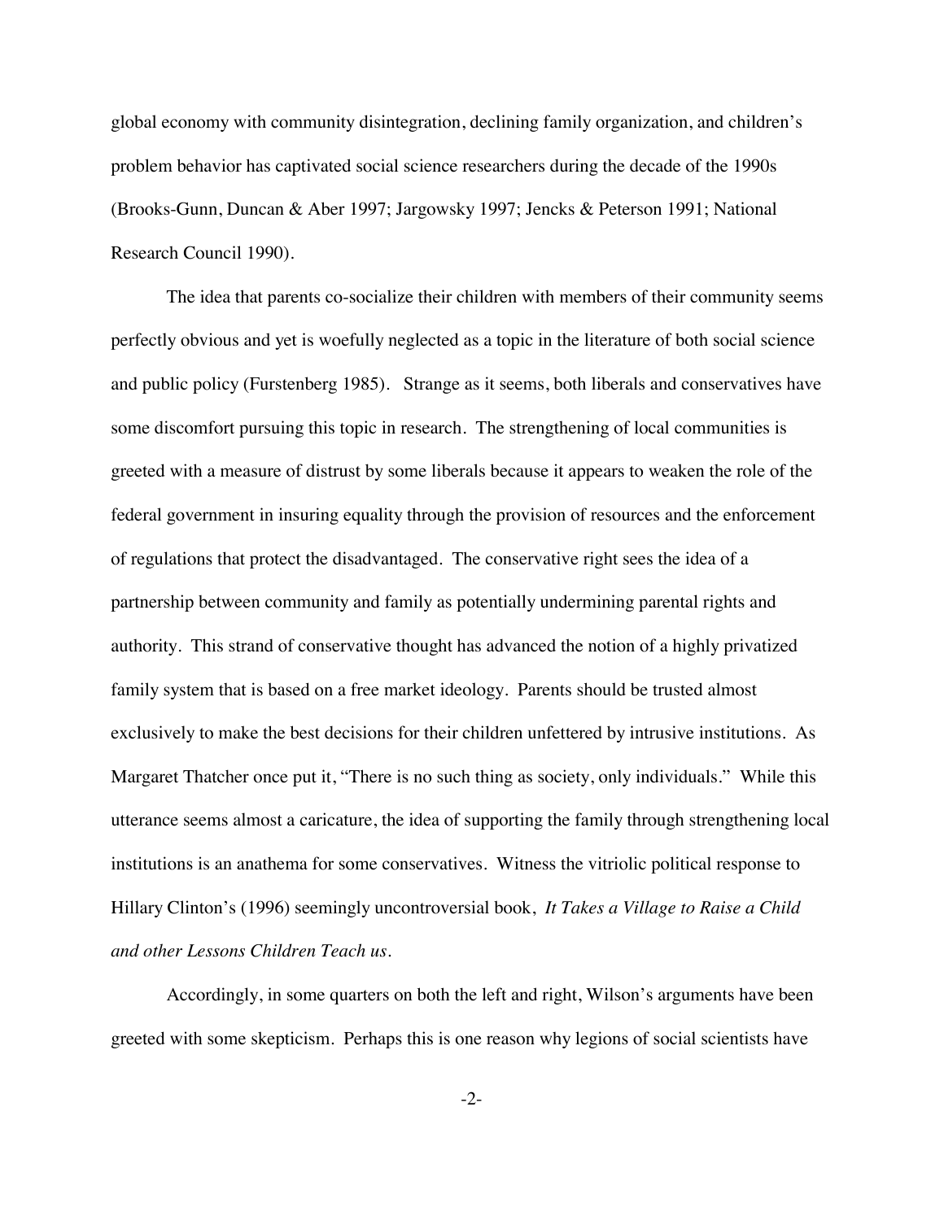global economy with community disintegration, declining family organization, and children's problem behavior has captivated social science researchers during the decade of the 1990s (Brooks-Gunn, Duncan & Aber 1997; Jargowsky 1997; Jencks & Peterson 1991; National Research Council 1990).

The idea that parents co-socialize their children with members of their community seems perfectly obvious and yet is woefully neglected as a topic in the literature of both social science and public policy (Furstenberg 1985). Strange as it seems, both liberals and conservatives have some discomfort pursuing this topic in research. The strengthening of local communities is greeted with a measure of distrust by some liberals because it appears to weaken the role of the federal government in insuring equality through the provision of resources and the enforcement of regulations that protect the disadvantaged. The conservative right sees the idea of a partnership between community and family as potentially undermining parental rights and authority. This strand of conservative thought has advanced the notion of a highly privatized family system that is based on a free market ideology. Parents should be trusted almost exclusively to make the best decisions for their children unfettered by intrusive institutions. As Margaret Thatcher once put it, "There is no such thing as society, only individuals." While this utterance seems almost a caricature, the idea of supporting the family through strengthening local institutions is an anathema for some conservatives. Witness the vitriolic political response to Hillary Clinton's (1996) seemingly uncontroversial book, *It Takes a Village to Raise a Child and other Lessons Children Teach us.*

Accordingly, in some quarters on both the left and right, Wilson's arguments have been greeted with some skepticism. Perhaps this is one reason why legions of social scientists have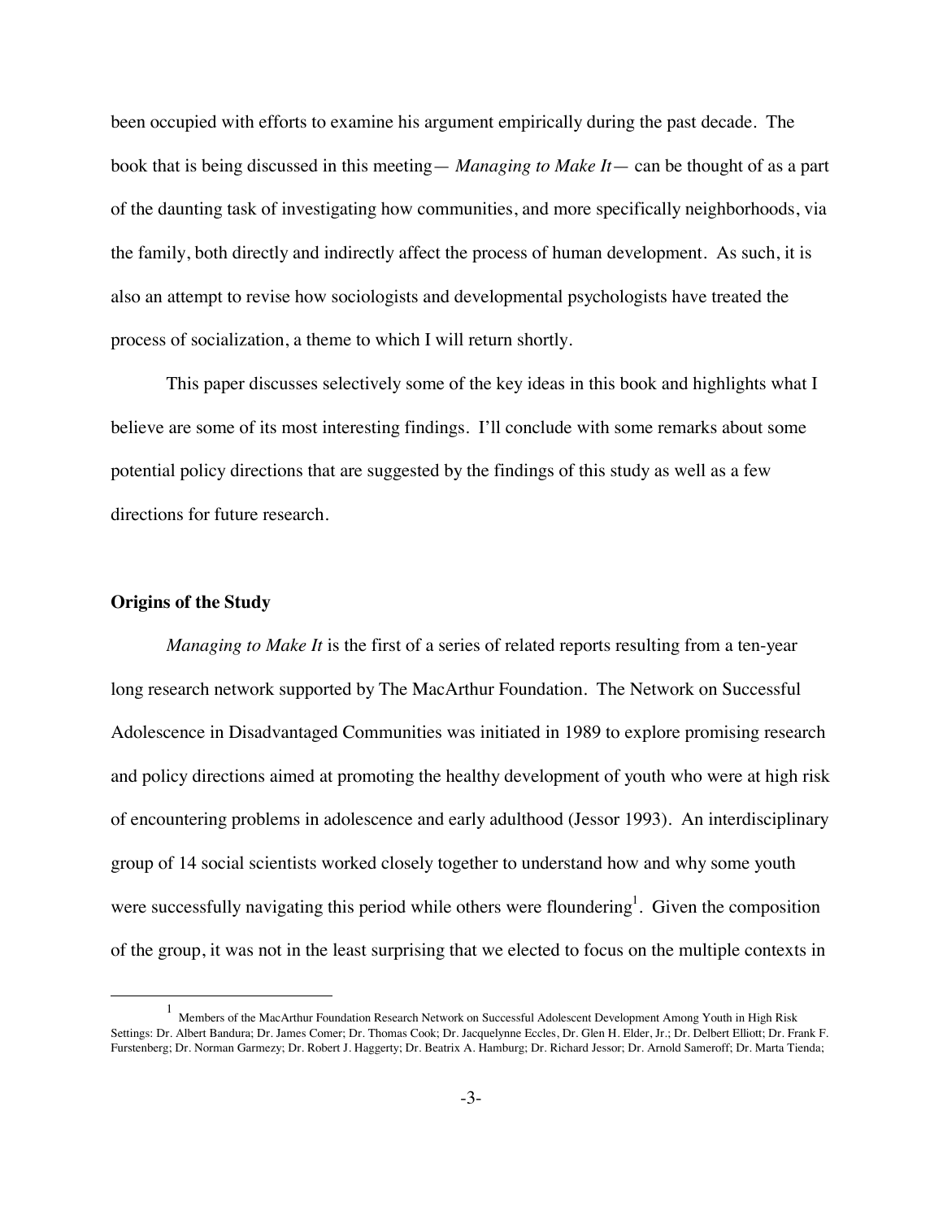been occupied with efforts to examine his argument empirically during the past decade. The book that is being discussed in this meeting— *Managing to Make It*— can be thought of as a part of the daunting task of investigating how communities, and more specifically neighborhoods, via the family, both directly and indirectly affect the process of human development. As such, it is also an attempt to revise how sociologists and developmental psychologists have treated the process of socialization, a theme to which I will return shortly.

This paper discusses selectively some of the key ideas in this book and highlights what I believe are some of its most interesting findings. I'll conclude with some remarks about some potential policy directions that are suggested by the findings of this study as well as a few directions for future research.

**Origins of the Study**

*Managing to Make It* is the first of a series of related reports resulting from a ten-year long research network supported by The MacArthur Foundation. The Network on Successful Adolescence in Disadvantaged Communities was initiated in 1989 to explore promising research and policy directions aimed at promoting the healthy development of youth who were at high risk of encountering problems in adolescence and early adulthood (Jessor 1993). An interdisciplinary group of 14 social scientists worked closely together to understand how and why some youth were successfully navigating this period while others were floundering[1]. Given the composition of the group, it was not in the least surprising that we elected to focus on the multiple contexts in

[1] Members of the MacArthur Foundation Research Network on Successful Adolescent Development Among Youth in High Risk Settings: Dr. Albert Bandura; Dr. James Comer; Dr. Thomas Cook; Dr. Jacquelynne Eccles, Dr. Glen H. Elder, Jr.; Dr. Delbert Elliott; Dr. Frank F. Furstenberg; Dr. Norman Garmezy; Dr. Robert J. Haggerty; Dr. Beatrix A. Hamburg; Dr. Richard Jessor; Dr. Arnold Sameroff; Dr. Marta Tienda;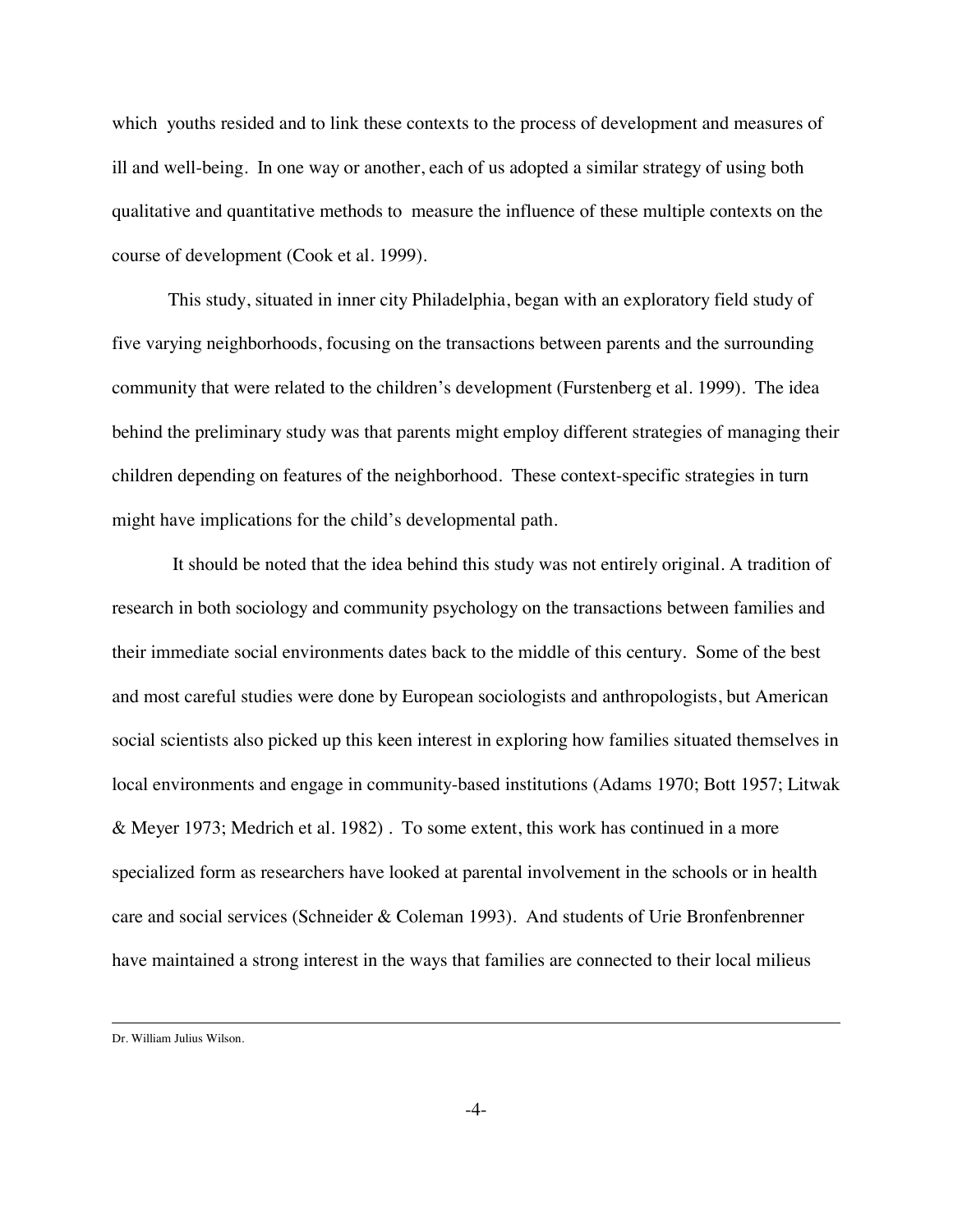which youths resided and to link these contexts to the process of development and measures of ill and well-being. In one way or another, each of us adopted a similar strategy of using both qualitative and quantitative methods to measure the influence of these multiple contexts on the course of development (Cook et al. 1999).

This study, situated in inner city Philadelphia, began with an exploratory field study of five varying neighborhoods, focusing on the transactions between parents and the surrounding community that were related to the children's development (Furstenberg et al. 1999). The idea behind the preliminary study was that parents might employ different strategies of managing their children depending on features of the neighborhood. These context-specific strategies in turn might have implications for the child's developmental path.

It should be noted that the idea behind this study was not entirely original. A tradition of research in both sociology and community psychology on the transactions between families and their immediate social environments dates back to the middle of this century. Some of the best and most careful studies were done by European sociologists and anthropologists, but American social scientists also picked up this keen interest in exploring how families situated themselves in local environments and engage in community-based institutions (Adams 1970; Bott 1957; Litwak & Meyer 1973; Medrich et al. 1982) . To some extent, this work has continued in a more specialized form as researchers have looked at parental involvement in the schools or in health care and social services (Schneider & Coleman 1993). And students of Urie Bronfenbrenner have maintained a strong interest in the ways that families are connected to their local milieus

---

Dr. William Julius Wilson.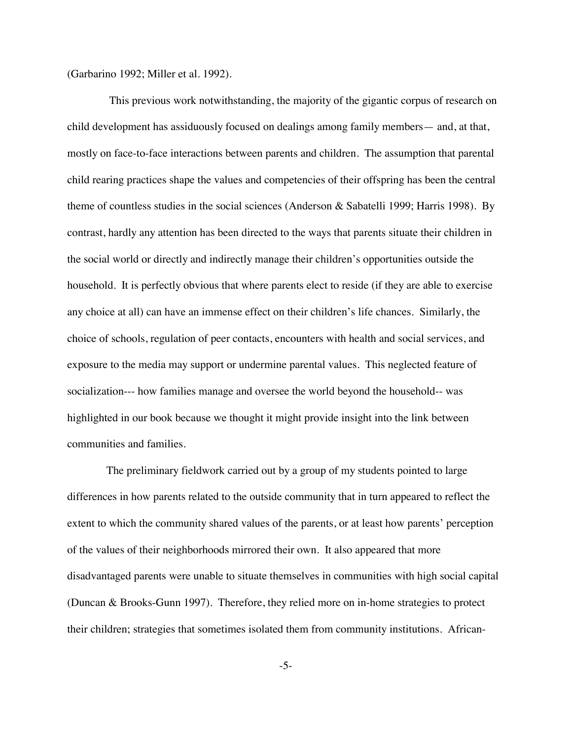(Garbarino 1992; Miller et al. 1992).

This previous work notwithstanding, the majority of the gigantic corpus of research on child development has assiduously focused on dealings among family members— and, at that, mostly on face-to-face interactions between parents and children. The assumption that parental child rearing practices shape the values and competencies of their offspring has been the central theme of countless studies in the social sciences (Anderson & Sabatelli 1999; Harris 1998). By contrast, hardly any attention has been directed to the ways that parents situate their children in the social world or directly and indirectly manage their children's opportunities outside the household. It is perfectly obvious that where parents elect to reside (if they are able to exercise any choice at all) can have an immense effect on their children's life chances. Similarly, the choice of schools, regulation of peer contacts, encounters with health and social services, and exposure to the media may support or undermine parental values. This neglected feature of socialization--- how families manage and oversee the world beyond the household-- was highlighted in our book because we thought it might provide insight into the link between communities and families.

The preliminary fieldwork carried out by a group of my students pointed to large differences in how parents related to the outside community that in turn appeared to reflect the extent to which the community shared values of the parents, or at least how parents' perception of the values of their neighborhoods mirrored their own. It also appeared that more disadvantaged parents were unable to situate themselves in communities with high social capital (Duncan & Brooks-Gunn 1997). Therefore, they relied more on in-home strategies to protect their children; strategies that sometimes isolated them from community institutions. African-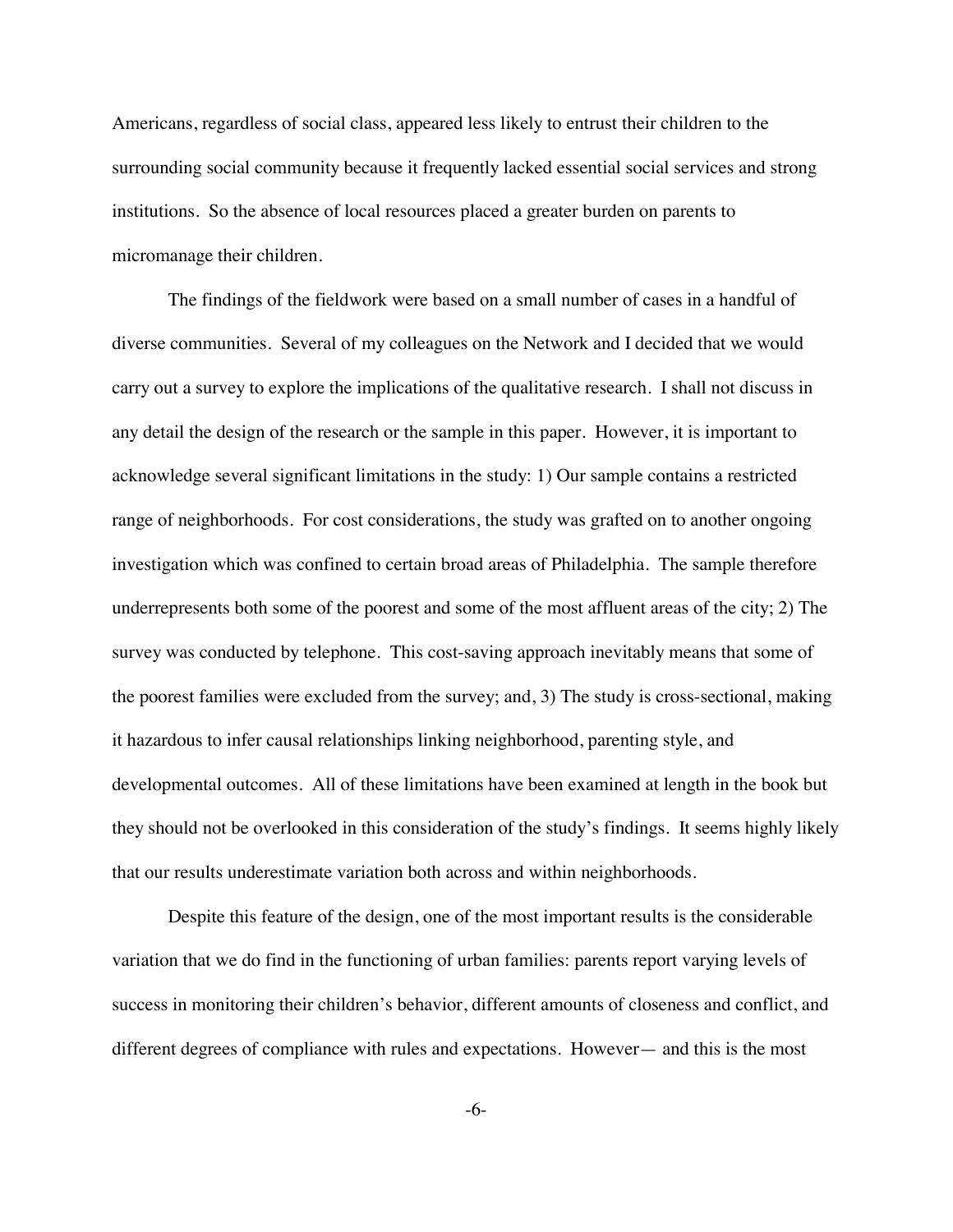Americans, regardless of social class, appeared less likely to entrust their children to the surrounding social community because it frequently lacked essential social services and strong institutions. So the absence of local resources placed a greater burden on parents to micromanage their children.

The findings of the fieldwork were based on a small number of cases in a handful of diverse communities. Several of my colleagues on the Network and I decided that we would carry out a survey to explore the implications of the qualitative research. I shall not discuss in any detail the design of the research or the sample in this paper. However, it is important to acknowledge several significant limitations in the study: 1) Our sample contains a restricted range of neighborhoods. For cost considerations, the study was grafted on to another ongoing investigation which was confined to certain broad areas of Philadelphia. The sample therefore underrepresents both some of the poorest and some of the most affluent areas of the city; 2) The survey was conducted by telephone. This cost-saving approach inevitably means that some of the poorest families were excluded from the survey; and, 3) The study is cross-sectional, making it hazardous to infer causal relationships linking neighborhood, parenting style, and developmental outcomes. All of these limitations have been examined at length in the book but they should not be overlooked in this consideration of the study's findings. It seems highly likely that our results underestimate variation both across and within neighborhoods.

Despite this feature of the design, one of the most important results is the considerable variation that we do find in the functioning of urban families: parents report varying levels of success in monitoring their children's behavior, different amounts of closeness and conflict, and different degrees of compliance with rules and expectations. However— and this is the most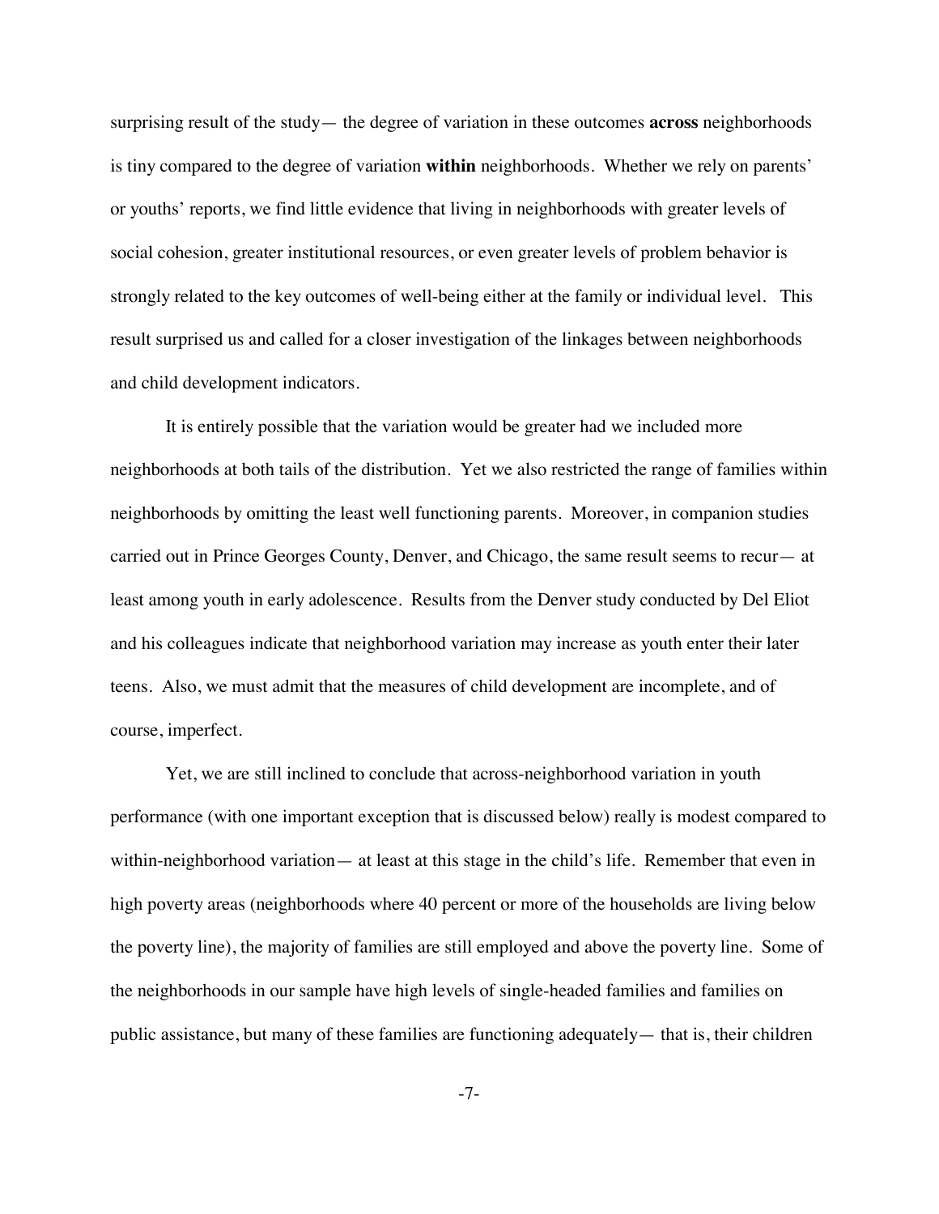surprising result of the study— the degree of variation in these outcomes **across** neighborhoods is tiny compared to the degree of variation **within** neighborhoods. Whether we rely on parents' or youths' reports, we find little evidence that living in neighborhoods with greater levels of social cohesion, greater institutional resources, or even greater levels of problem behavior is strongly related to the key outcomes of well-being either at the family or individual level. This result surprised us and called for a closer investigation of the linkages between neighborhoods and child development indicators.

It is entirely possible that the variation would be greater had we included more neighborhoods at both tails of the distribution. Yet we also restricted the range of families within neighborhoods by omitting the least well functioning parents. Moreover, in companion studies carried out in Prince Georges County, Denver, and Chicago, the same result seems to recur— at least among youth in early adolescence. Results from the Denver study conducted by Del Eliot and his colleagues indicate that neighborhood variation may increase as youth enter their later teens. Also, we must admit that the measures of child development are incomplete, and of course, imperfect.

Yet, we are still inclined to conclude that across-neighborhood variation in youth performance (with one important exception that is discussed below) really is modest compared to within-neighborhood variation— at least at this stage in the child's life. Remember that even in high poverty areas (neighborhoods where 40 percent or more of the households are living below the poverty line), the majority of families are still employed and above the poverty line. Some of the neighborhoods in our sample have high levels of single-headed families and families on public assistance, but many of these families are functioning adequately— that is, their children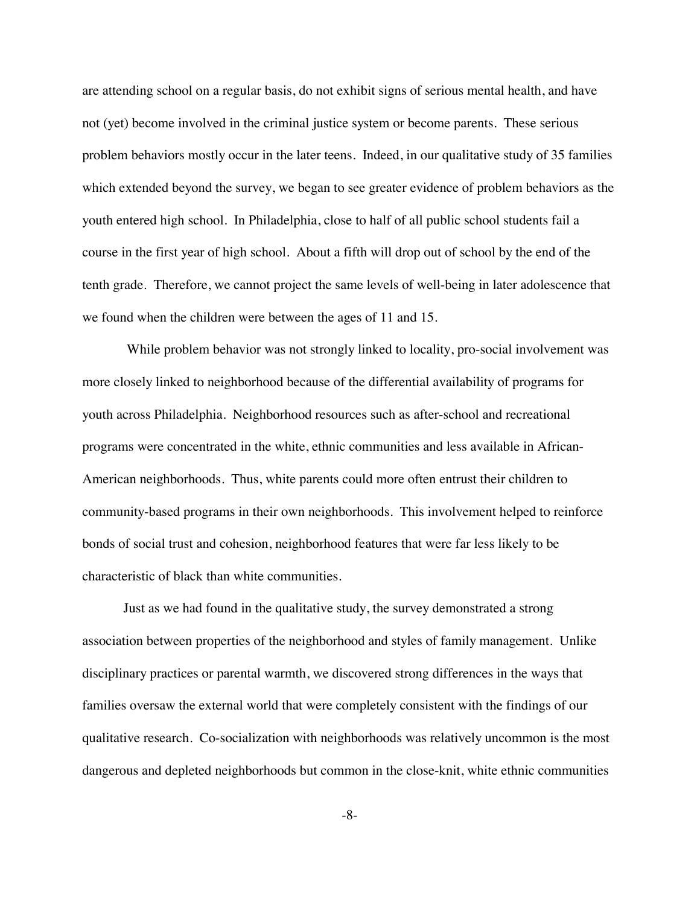are attending school on a regular basis, do not exhibit signs of serious mental health, and have not (yet) become involved in the criminal justice system or become parents. These serious problem behaviors mostly occur in the later teens. Indeed, in our qualitative study of 35 families which extended beyond the survey, we began to see greater evidence of problem behaviors as the youth entered high school. In Philadelphia, close to half of all public school students fail a course in the first year of high school. About a fifth will drop out of school by the end of the tenth grade. Therefore, we cannot project the same levels of well-being in later adolescence that we found when the children were between the ages of 11 and 15.

While problem behavior was not strongly linked to locality, pro-social involvement was more closely linked to neighborhood because of the differential availability of programs for youth across Philadelphia. Neighborhood resources such as after-school and recreational programs were concentrated in the white, ethnic communities and less available in African-American neighborhoods. Thus, white parents could more often entrust their children to community-based programs in their own neighborhoods. This involvement helped to reinforce bonds of social trust and cohesion, neighborhood features that were far less likely to be characteristic of black than white communities.

Just as we had found in the qualitative study, the survey demonstrated a strong association between properties of the neighborhood and styles of family management. Unlike disciplinary practices or parental warmth, we discovered strong differences in the ways that families oversaw the external world that were completely consistent with the findings of our qualitative research. Co-socialization with neighborhoods was relatively uncommon is the most dangerous and depleted neighborhoods but common in the close-knit, white ethnic communities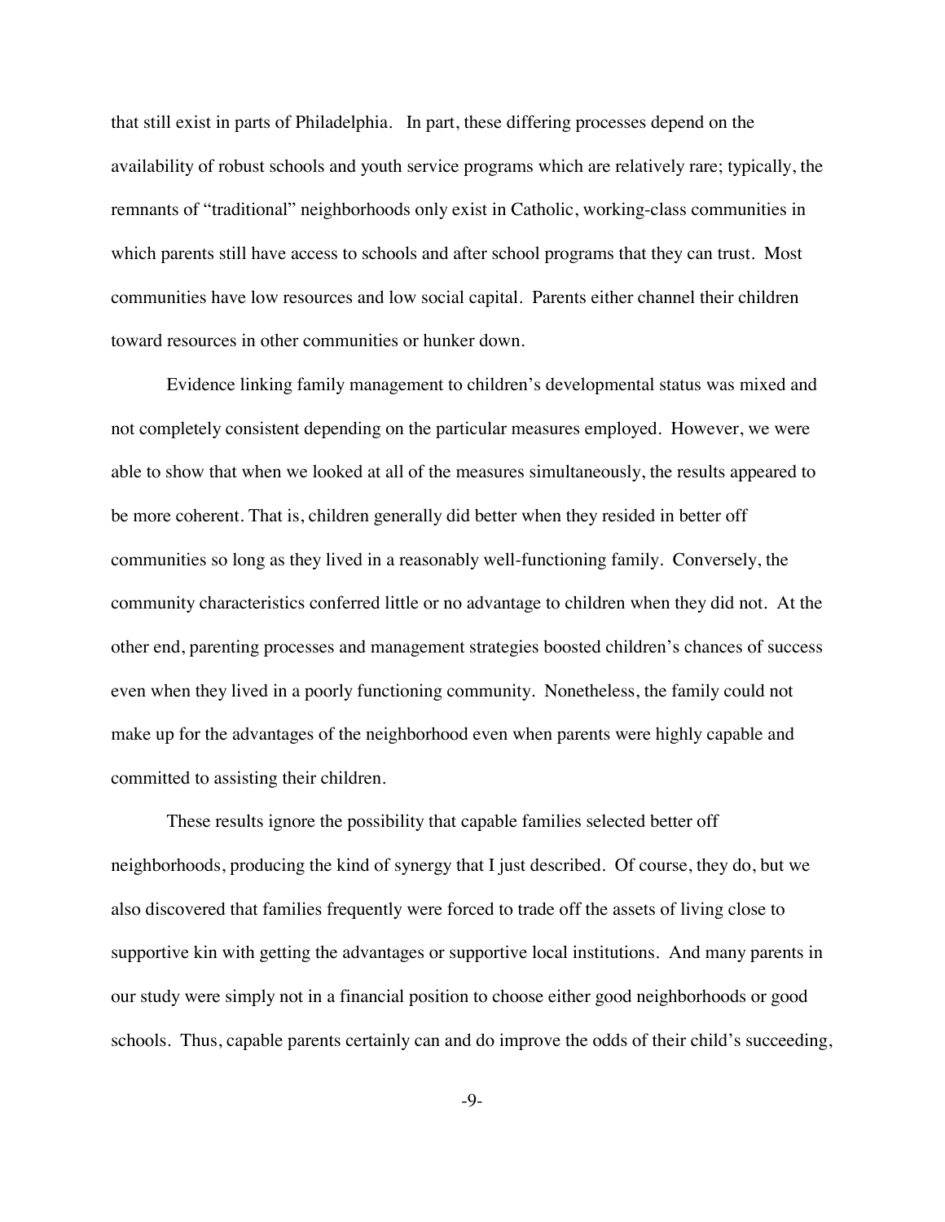that still exist in parts of Philadelphia. In part, these differing processes depend on the availability of robust schools and youth service programs which are relatively rare; typically, the remnants of "traditional" neighborhoods only exist in Catholic, working-class communities in which parents still have access to schools and after school programs that they can trust. Most communities have low resources and low social capital. Parents either channel their children toward resources in other communities or hunker down.

Evidence linking family management to children's developmental status was mixed and not completely consistent depending on the particular measures employed. However, we were able to show that when we looked at all of the measures simultaneously, the results appeared to be more coherent. That is, children generally did better when they resided in better off communities so long as they lived in a reasonably well-functioning family. Conversely, the community characteristics conferred little or no advantage to children when they did not. At the other end, parenting processes and management strategies boosted children's chances of success even when they lived in a poorly functioning community. Nonetheless, the family could not make up for the advantages of the neighborhood even when parents were highly capable and committed to assisting their children.

These results ignore the possibility that capable families selected better off neighborhoods, producing the kind of synergy that I just described. Of course, they do, but we also discovered that families frequently were forced to trade off the assets of living close to supportive kin with getting the advantages or supportive local institutions. And many parents in our study were simply not in a financial position to choose either good neighborhoods or good schools. Thus, capable parents certainly can and do improve the odds of their child's succeeding,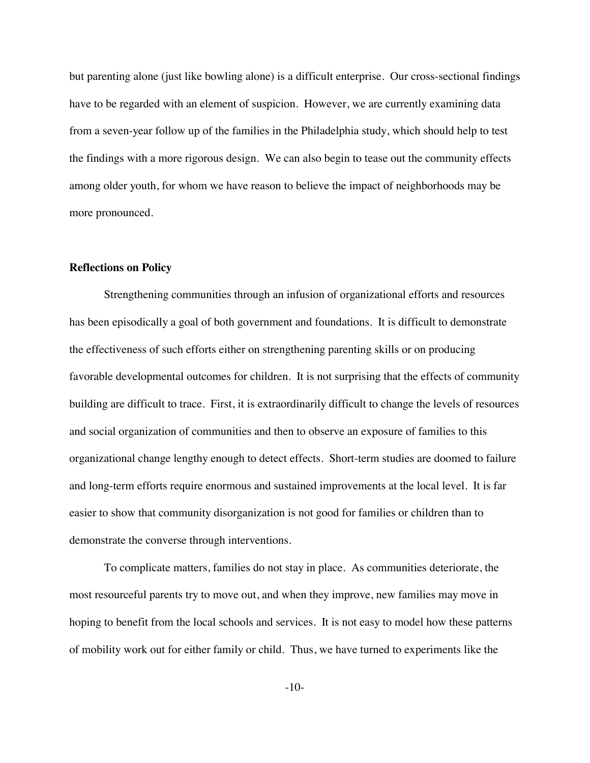but parenting alone (just like bowling alone) is a difficult enterprise. Our cross-sectional findings have to be regarded with an element of suspicion. However, we are currently examining data from a seven-year follow up of the families in the Philadelphia study, which should help to test the findings with a more rigorous design. We can also begin to tease out the community effects among older youth, for whom we have reason to believe the impact of neighborhoods may be more pronounced.

**Reflections on Policy**

Strengthening communities through an infusion of organizational efforts and resources has been episodically a goal of both government and foundations. It is difficult to demonstrate the effectiveness of such efforts either on strengthening parenting skills or on producing favorable developmental outcomes for children. It is not surprising that the effects of community building are difficult to trace. First, it is extraordinarily difficult to change the levels of resources and social organization of communities and then to observe an exposure of families to this organizational change lengthy enough to detect effects. Short-term studies are doomed to failure and long-term efforts require enormous and sustained improvements at the local level. It is far easier to show that community disorganization is not good for families or children than to demonstrate the converse through interventions.

To complicate matters, families do not stay in place. As communities deteriorate, the most resourceful parents try to move out, and when they improve, new families may move in hoping to benefit from the local schools and services. It is not easy to model how these patterns of mobility work out for either family or child. Thus, we have turned to experiments like the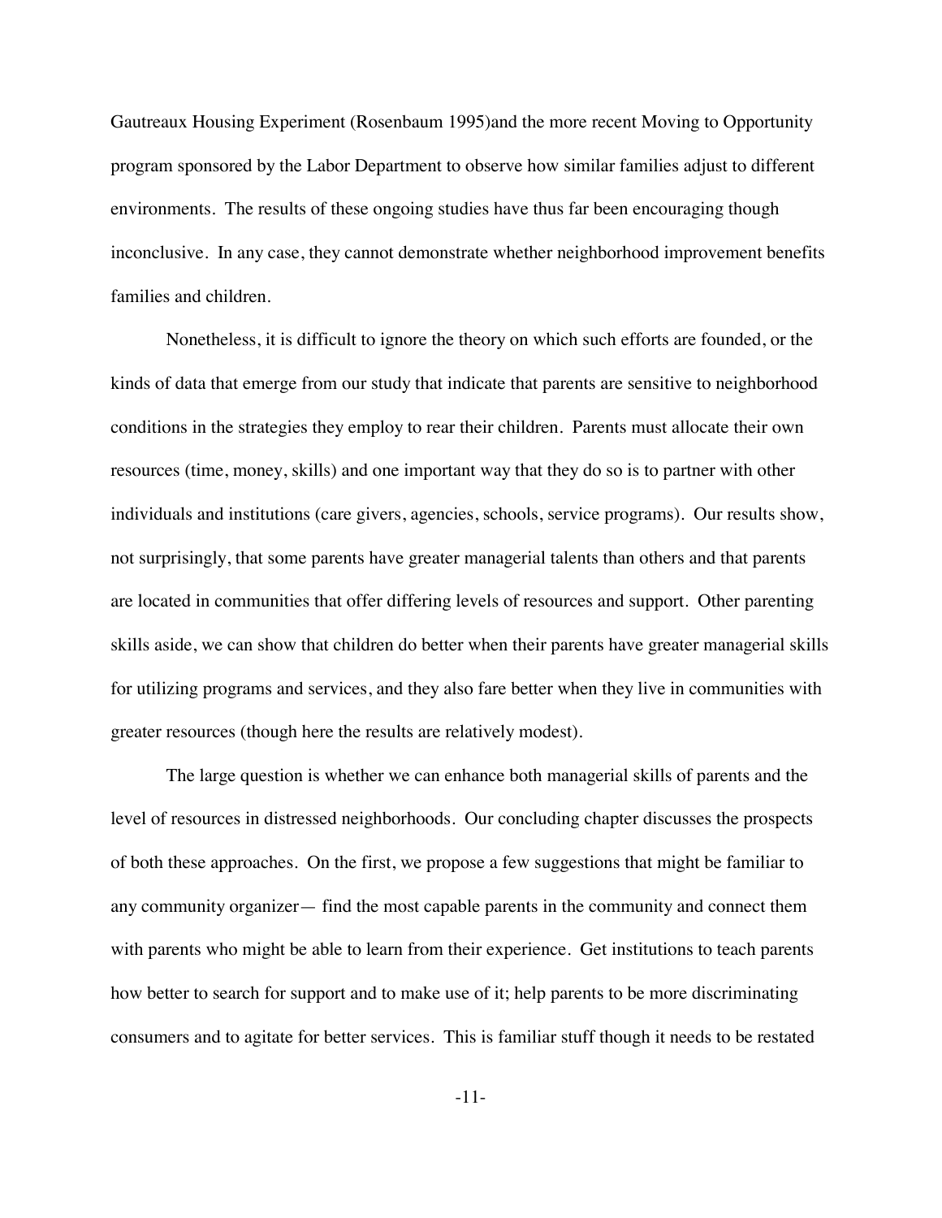Gautreaux Housing Experiment (Rosenbaum 1995)and the more recent Moving to Opportunity program sponsored by the Labor Department to observe how similar families adjust to different environments. The results of these ongoing studies have thus far been encouraging though inconclusive. In any case, they cannot demonstrate whether neighborhood improvement benefits families and children.

Nonetheless, it is difficult to ignore the theory on which such efforts are founded, or the kinds of data that emerge from our study that indicate that parents are sensitive to neighborhood conditions in the strategies they employ to rear their children. Parents must allocate their own resources (time, money, skills) and one important way that they do so is to partner with other individuals and institutions (care givers, agencies, schools, service programs). Our results show, not surprisingly, that some parents have greater managerial talents than others and that parents are located in communities that offer differing levels of resources and support. Other parenting skills aside, we can show that children do better when their parents have greater managerial skills for utilizing programs and services, and they also fare better when they live in communities with greater resources (though here the results are relatively modest).

The large question is whether we can enhance both managerial skills of parents and the level of resources in distressed neighborhoods. Our concluding chapter discusses the prospects of both these approaches. On the first, we propose a few suggestions that might be familiar to any community organizer— find the most capable parents in the community and connect them with parents who might be able to learn from their experience. Get institutions to teach parents how better to search for support and to make use of it; help parents to be more discriminating consumers and to agitate for better services. This is familiar stuff though it needs to be restated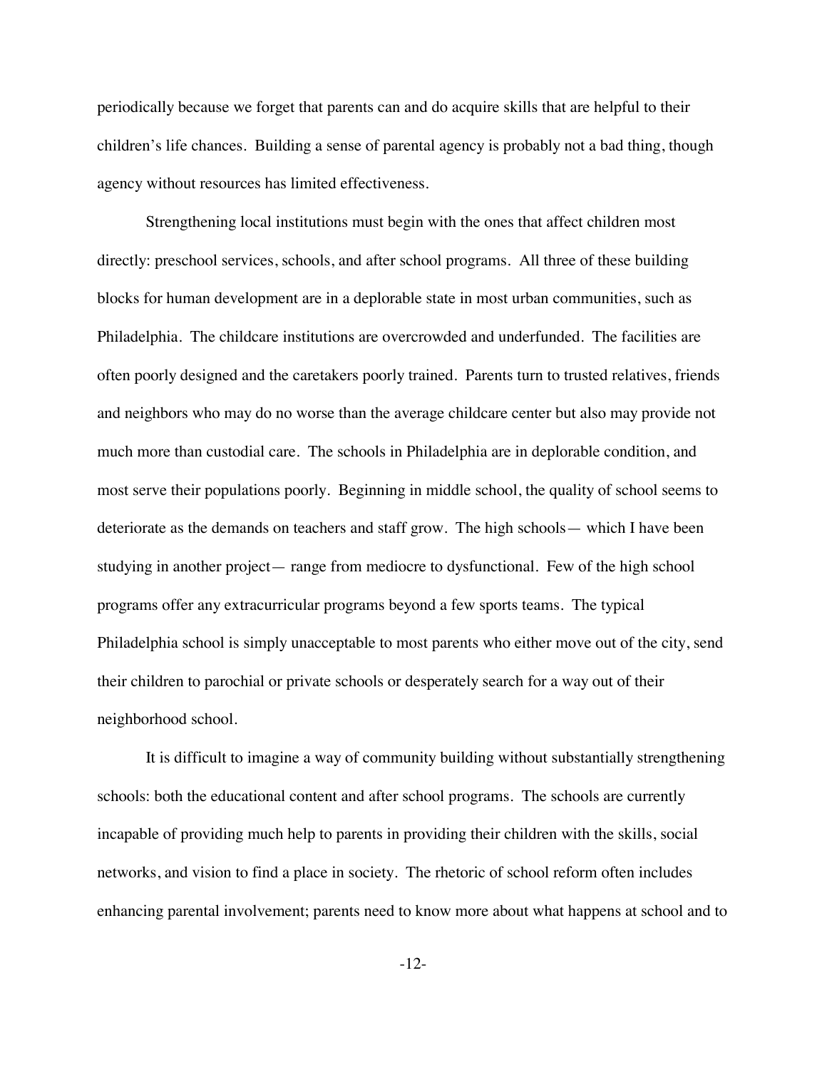periodically because we forget that parents can and do acquire skills that are helpful to their children's life chances. Building a sense of parental agency is probably not a bad thing, though agency without resources has limited effectiveness.

Strengthening local institutions must begin with the ones that affect children most directly: preschool services, schools, and after school programs. All three of these building blocks for human development are in a deplorable state in most urban communities, such as Philadelphia. The childcare institutions are overcrowded and underfunded. The facilities are often poorly designed and the caretakers poorly trained. Parents turn to trusted relatives, friends and neighbors who may do no worse than the average childcare center but also may provide not much more than custodial care. The schools in Philadelphia are in deplorable condition, and most serve their populations poorly. Beginning in middle school, the quality of school seems to deteriorate as the demands on teachers and staff grow. The high schools— which I have been studying in another project— range from mediocre to dysfunctional. Few of the high school programs offer any extracurricular programs beyond a few sports teams. The typical Philadelphia school is simply unacceptable to most parents who either move out of the city, send their children to parochial or private schools or desperately search for a way out of their neighborhood school.

It is difficult to imagine a way of community building without substantially strengthening schools: both the educational content and after school programs. The schools are currently incapable of providing much help to parents in providing their children with the skills, social networks, and vision to find a place in society. The rhetoric of school reform often includes enhancing parental involvement; parents need to know more about what happens at school and to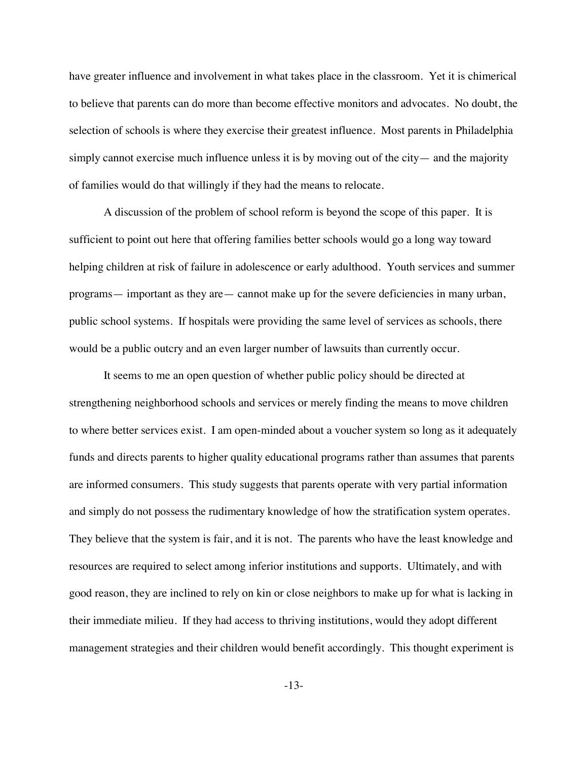have greater influence and involvement in what takes place in the classroom. Yet it is chimerical to believe that parents can do more than become effective monitors and advocates. No doubt, the selection of schools is where they exercise their greatest influence. Most parents in Philadelphia simply cannot exercise much influence unless it is by moving out of the city— and the majority of families would do that willingly if they had the means to relocate.

A discussion of the problem of school reform is beyond the scope of this paper. It is sufficient to point out here that offering families better schools would go a long way toward helping children at risk of failure in adolescence or early adulthood. Youth services and summer programs— important as they are— cannot make up for the severe deficiencies in many urban, public school systems. If hospitals were providing the same level of services as schools, there would be a public outcry and an even larger number of lawsuits than currently occur.

It seems to me an open question of whether public policy should be directed at strengthening neighborhood schools and services or merely finding the means to move children to where better services exist. I am open-minded about a voucher system so long as it adequately funds and directs parents to higher quality educational programs rather than assumes that parents are informed consumers. This study suggests that parents operate with very partial information and simply do not possess the rudimentary knowledge of how the stratification system operates. They believe that the system is fair, and it is not. The parents who have the least knowledge and resources are required to select among inferior institutions and supports. Ultimately, and with good reason, they are inclined to rely on kin or close neighbors to make up for what is lacking in their immediate milieu. If they had access to thriving institutions, would they adopt different management strategies and their children would benefit accordingly. This thought experiment is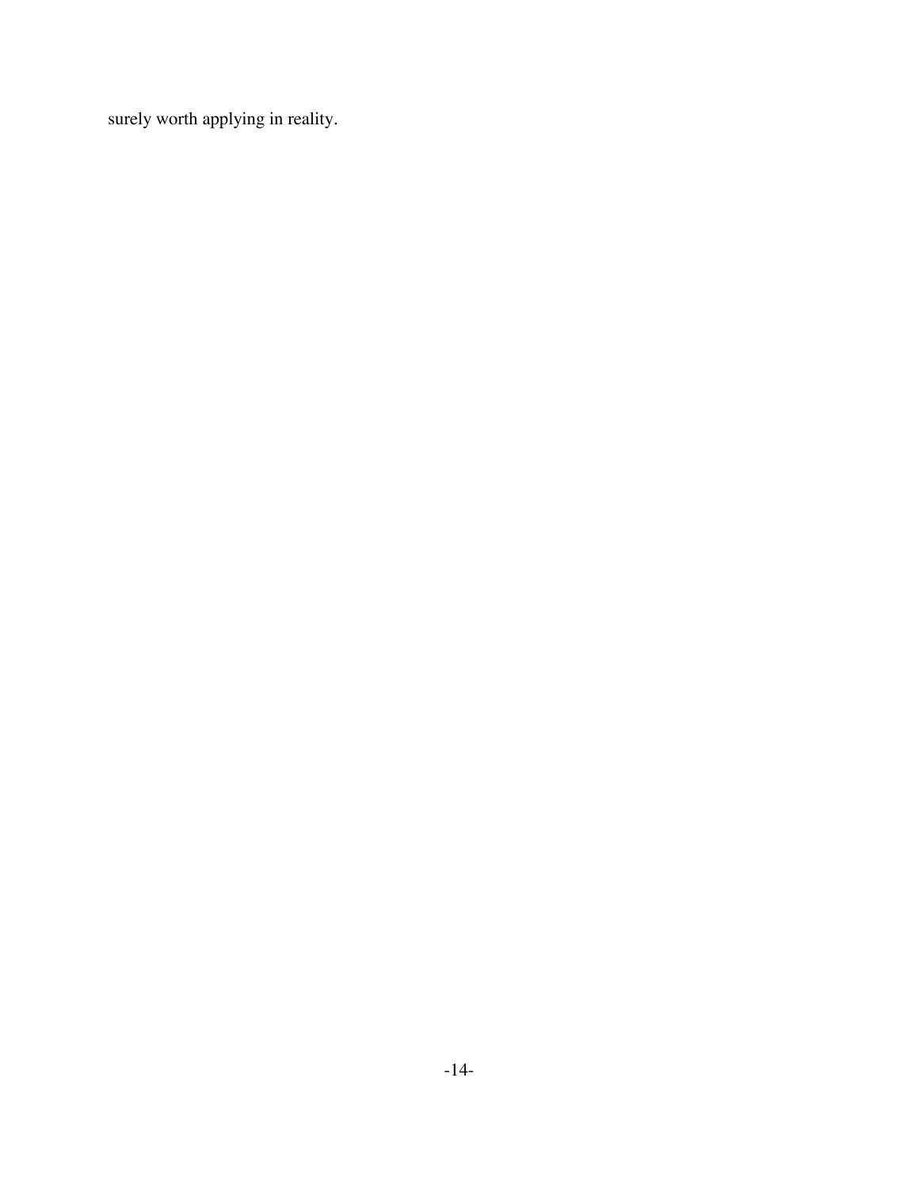surely worth applying in reality.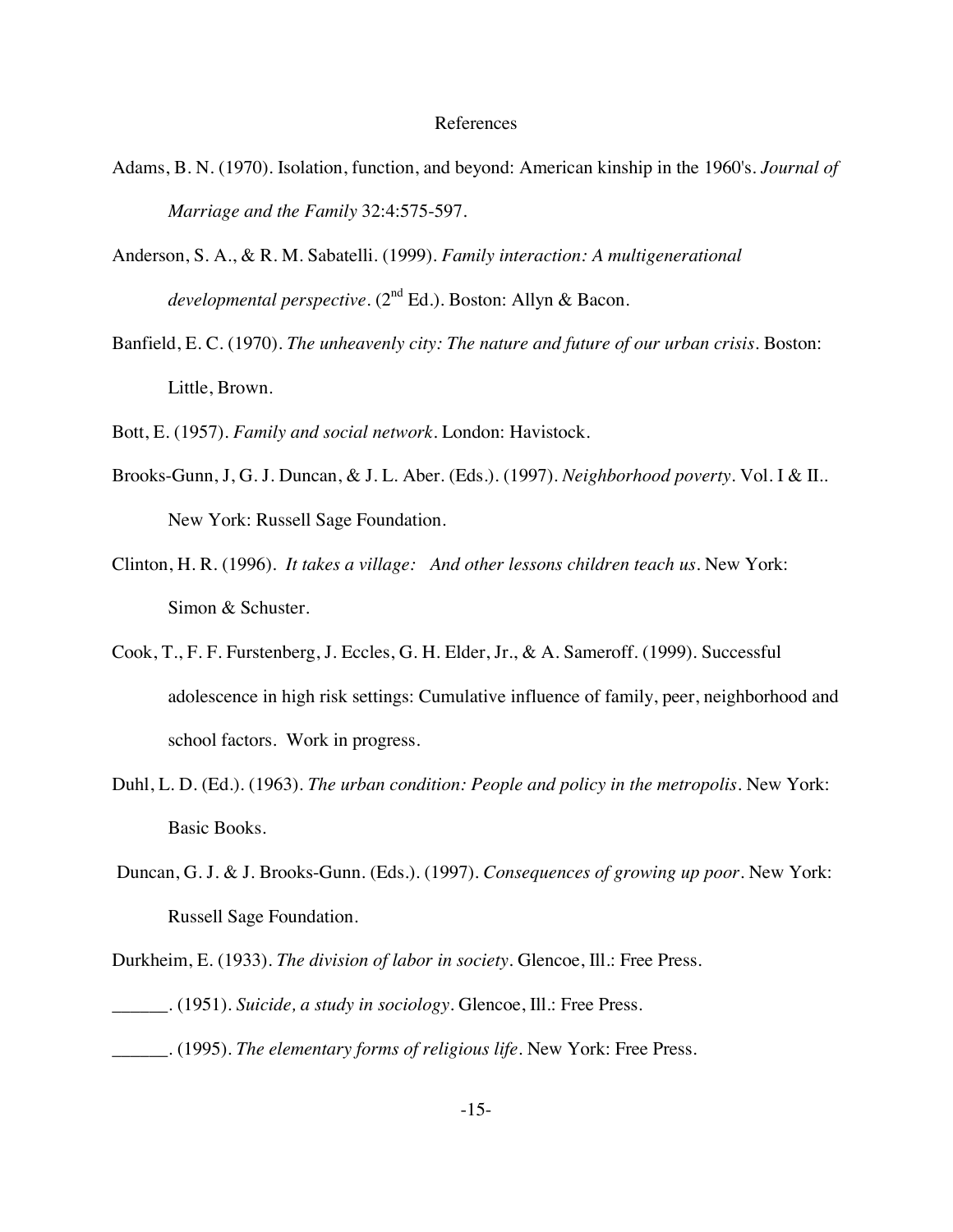# References

Adams, B. N. (1970). Isolation, function, and beyond: American kinship in the 1960's. *Journal of Marriage and the Family* 32:4:575-597.

Anderson, S. A., & R. M. Sabatelli. (1999). *Family interaction: A multigenerational developmental perspective*. (2nd Ed.). Boston: Allyn & Bacon.

Banfield, E. C. (1970). *The unheavenly city: The nature and future of our urban crisis*. Boston: Little, Brown.

Bott, E. (1957). *Family and social network*. London: Havistock.

Brooks-Gunn, J, G. J. Duncan, & J. L. Aber. (Eds.). (1997). *Neighborhood poverty*. Vol. I & II.. New York: Russell Sage Foundation.

Clinton, H. R. (1996). *It takes a village: And other lessons children teach us*. New York: Simon & Schuster.

Cook, T., F. F. Furstenberg, J. Eccles, G. H. Elder, Jr., & A. Sameroff. (1999). Successful adolescence in high risk settings: Cumulative influence of family, peer, neighborhood and school factors. Work in progress.

Duhl, L. D. (Ed.). (1963). *The urban condition: People and policy in the metropolis*. New York: Basic Books.

Duncan, G. J. & J. Brooks-Gunn. (Eds.). (1997). *Consequences of growing up poor*. New York: Russell Sage Foundation.

Durkheim, E. (1933). *The division of labor in society*. Glencoe, Ill.: Free Press.

______. (1951). *Suicide, a study in sociology*. Glencoe, Ill.: Free Press.

______. (1995). *The elementary forms of religious life*. New York: Free Press.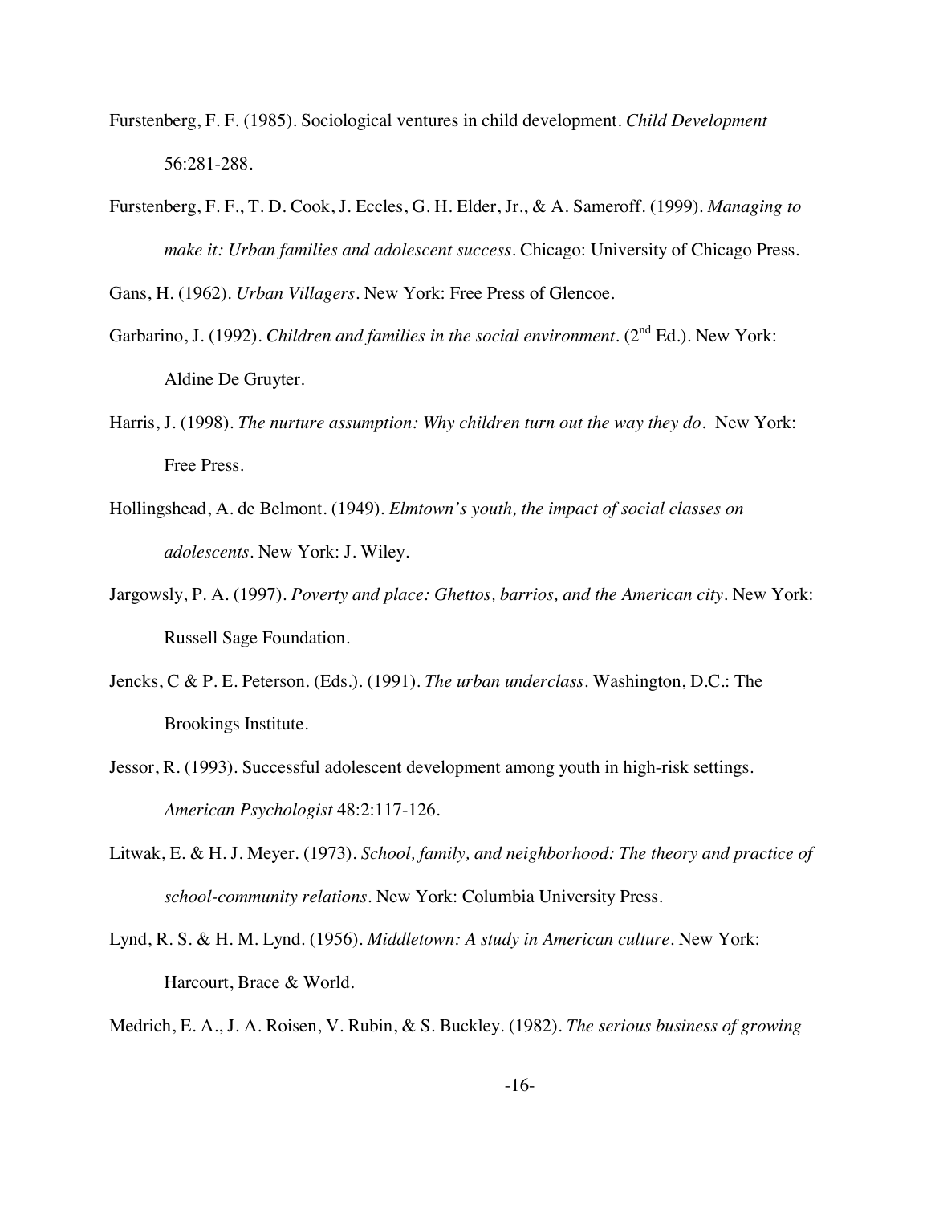Furstenberg, F. F. (1985). Sociological ventures in child development. *Child Development* 56:281-288.

Furstenberg, F. F., T. D. Cook, J. Eccles, G. H. Elder, Jr., & A. Sameroff. (1999). *Managing to make it: Urban families and adolescent success*. Chicago: University of Chicago Press.

Gans, H. (1962). *Urban Villagers*. New York: Free Press of Glencoe.

Garbarino, J. (1992). *Children and families in the social environment*. (2nd Ed.). New York: Aldine De Gruyter.

Harris, J. (1998). *The nurture assumption: Why children turn out the way they do*. New York: Free Press.

Hollingshead, A. de Belmont. (1949). *Elmtown's youth, the impact of social classes on adolescents*. New York: J. Wiley.

Jargowsly, P. A. (1997). *Poverty and place: Ghettos, barrios, and the American city*. New York: Russell Sage Foundation.

Jencks, C & P. E. Peterson. (Eds.). (1991). *The urban underclass*. Washington, D.C.: The Brookings Institute.

Jessor, R. (1993). Successful adolescent development among youth in high-risk settings. *American Psychologist* 48:2:117-126.

Litwak, E. & H. J. Meyer. (1973). *School, family, and neighborhood: The theory and practice of school-community relations*. New York: Columbia University Press.

Lynd, R. S. & H. M. Lynd. (1956). *Middletown: A study in American culture*. New York: Harcourt, Brace & World.

Medrich, E. A., J. A. Roisen, V. Rubin, & S. Buckley. (1982). *The serious business of growing*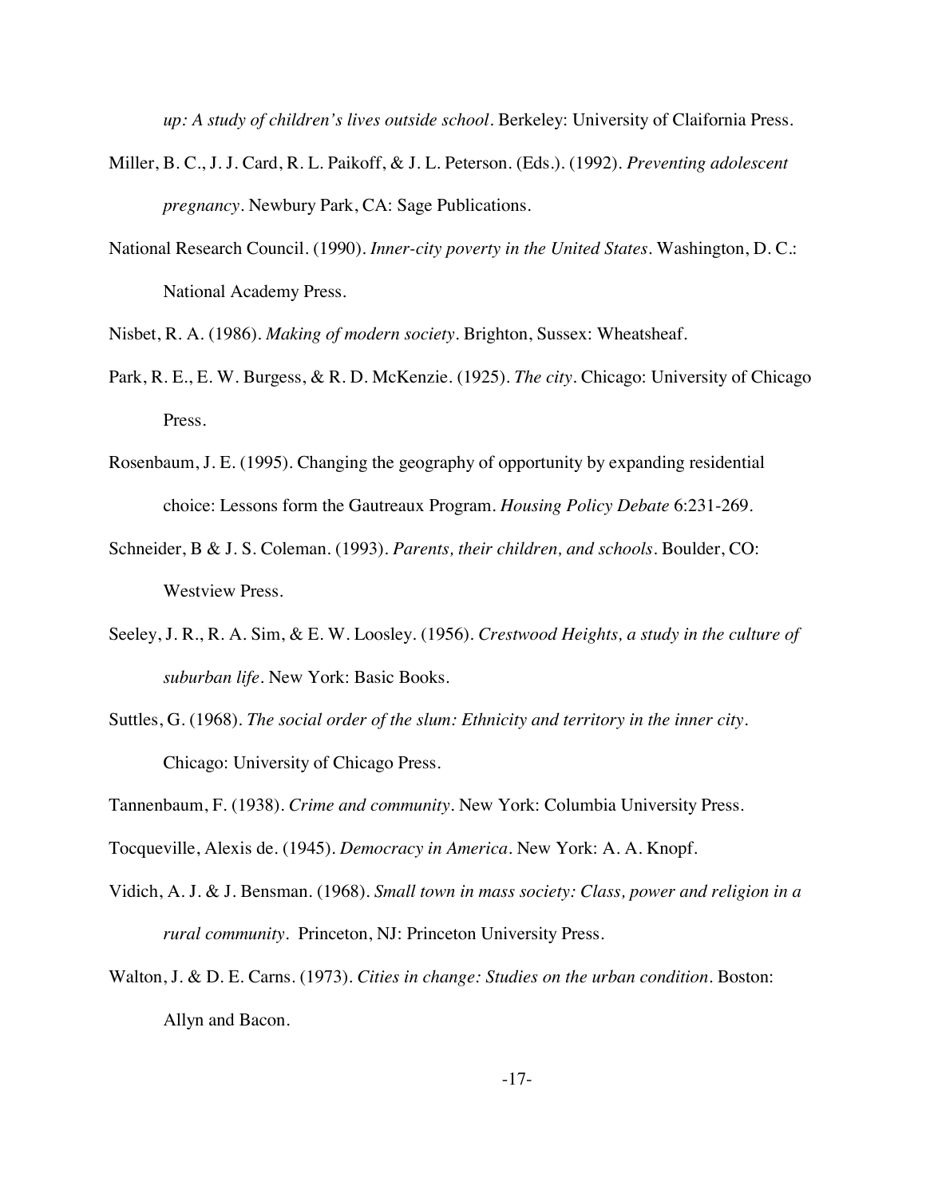*up: A study of children's lives outside school*. Berkeley: University of Claifornia Press.

Miller, B. C., J. J. Card, R. L. Paikoff, & J. L. Peterson. (Eds.). (1992). *Preventing adolescent pregnancy*. Newbury Park, CA: Sage Publications.

National Research Council. (1990). *Inner-city poverty in the United States*. Washington, D. C.: National Academy Press.

Nisbet, R. A. (1986). *Making of modern society*. Brighton, Sussex: Wheatsheaf.

Park, R. E., E. W. Burgess, & R. D. McKenzie. (1925). *The city*. Chicago: University of Chicago Press.

Rosenbaum, J. E. (1995). Changing the geography of opportunity by expanding residential choice: Lessons form the Gautreaux Program. *Housing Policy Debate* 6:231-269.

Schneider, B & J. S. Coleman. (1993). *Parents, their children, and schools*. Boulder, CO: Westview Press.

Seeley, J. R., R. A. Sim, & E. W. Loosley. (1956). *Crestwood Heights, a study in the culture of suburban life*. New York: Basic Books.

Suttles, G. (1968). *The social order of the slum: Ethnicity and territory in the inner city*. Chicago: University of Chicago Press.

Tannenbaum, F. (1938). *Crime and community*. New York: Columbia University Press.

Tocqueville, Alexis de. (1945). *Democracy in America*. New York: A. A. Knopf.

Vidich, A. J. & J. Bensman. (1968). *Small town in mass society: Class, power and religion in a rural community*. Princeton, NJ: Princeton University Press.

Walton, J. & D. E. Carns. (1973). *Cities in change: Studies on the urban condition*. Boston: Allyn and Bacon.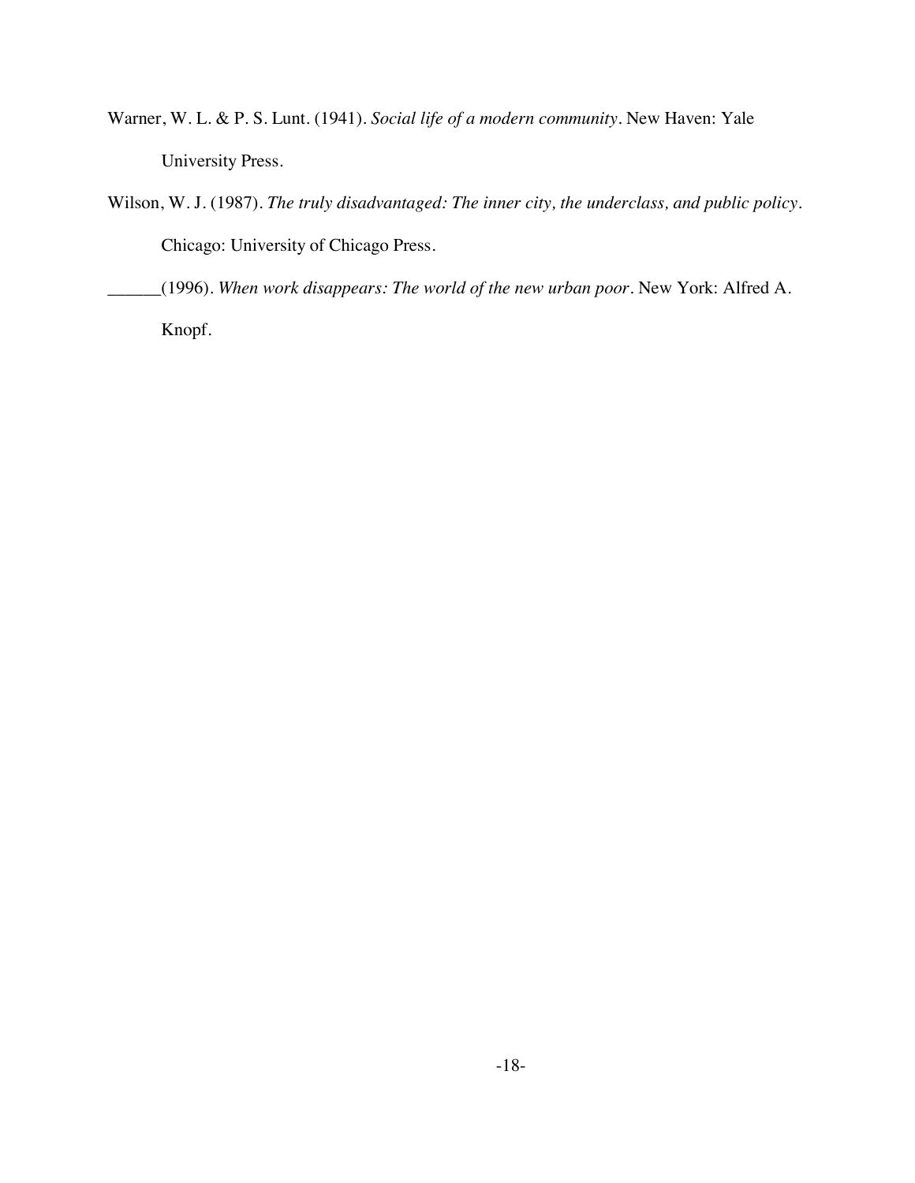Warner, W. L. & P. S. Lunt. (1941). *Social life of a modern community*. New Haven: Yale University Press.

Wilson, W. J. (1987). *The truly disadvantaged: The inner city, the underclass, and public policy*. Chicago: University of Chicago Press.

______(1996). *When work disappears: The world of the new urban poor*. New York: Alfred A. Knopf.